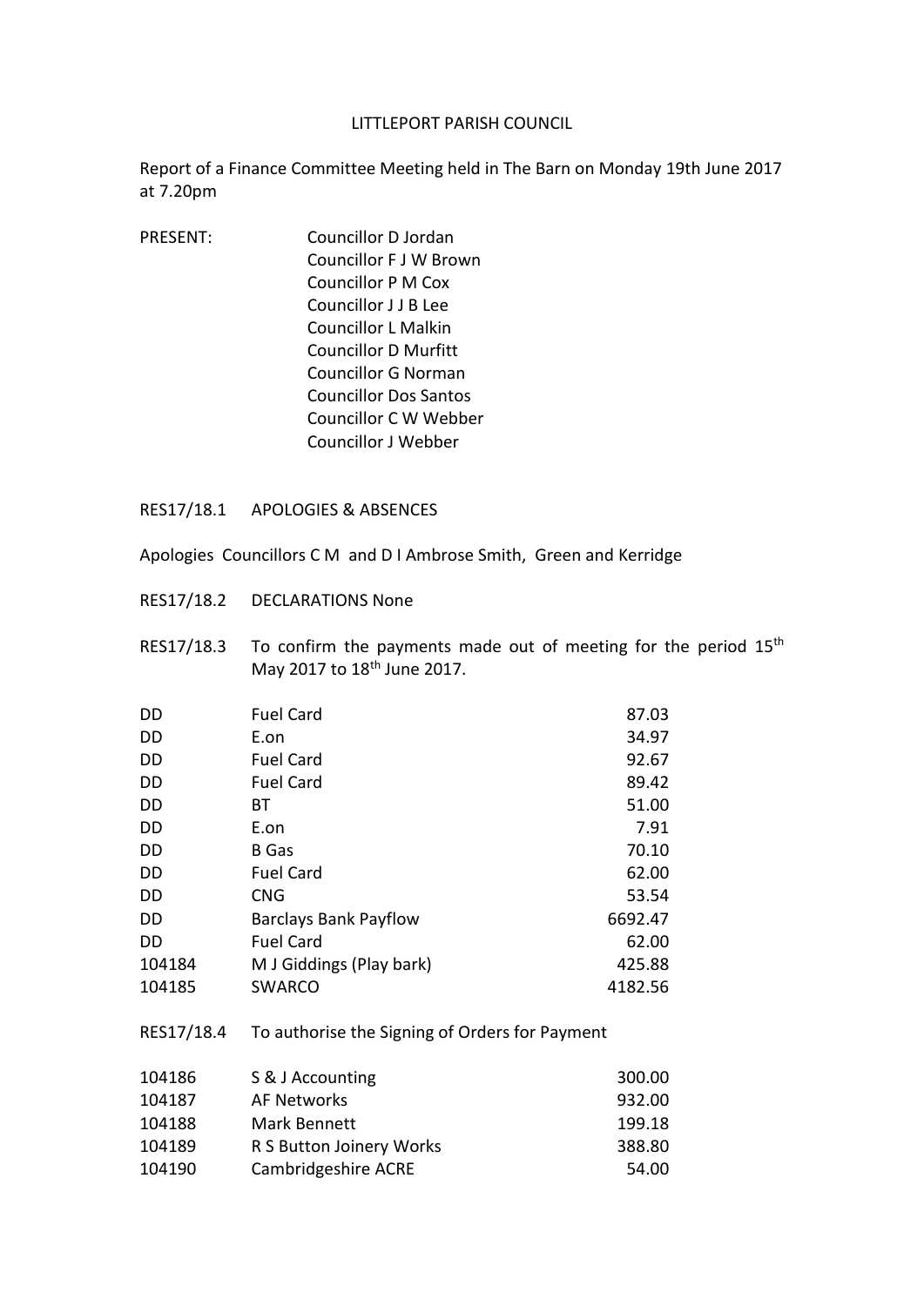LITTLEPORT PARISH COUNCIL

Report of a Finance Committee Meeting held in The Barn on Monday 19th June 2017 at 7.20pm

PRESENT: Councillor D Jordan
Councillor F J W Brown
Councillor P M Cox
Councillor J J B Lee
Councillor L Malkin
Councillor D Murfitt
Councillor G Norman
Councillor Dos Santos
Councillor C W Webber
Councillor J Webber

RES17/18.1 APOLOGIES & ABSENCES

Apologies Councillors C M and D I Ambrose Smith, Green and Kerridge

RES17/18.2 DECLARATIONS None

RES17/18.3 To confirm the payments made out of meeting for the period 15th May 2017 to 18th June 2017.

| | | |
|---|---|---|
| DD | Fuel Card | 87.03 |
| DD | E.on | 34.97 |
| DD | Fuel Card | 92.67 |
| DD | Fuel Card | 89.42 |
| DD | BT | 51.00 |
| DD | E.on | 7.91 |
| DD | B Gas | 70.10 |
| DD | Fuel Card | 62.00 |
| DD | CNG | 53.54 |
| DD | Barclays Bank Payflow | 6692.47 |
| DD | Fuel Card | 62.00 |
| 104184 | M J Giddings (Play bark) | 425.88 |
| 104185 | SWARCO | 4182.56 |

RES17/18.4 To authorise the Signing of Orders for Payment

| | | |
|---|---|---|
| 104186 | S & J Accounting | 300.00 |
| 104187 | AF Networks | 932.00 |
| 104188 | Mark Bennett | 199.18 |
| 104189 | R S Button Joinery Works | 388.80 |
| 104190 | Cambridgeshire ACRE | 54.00 |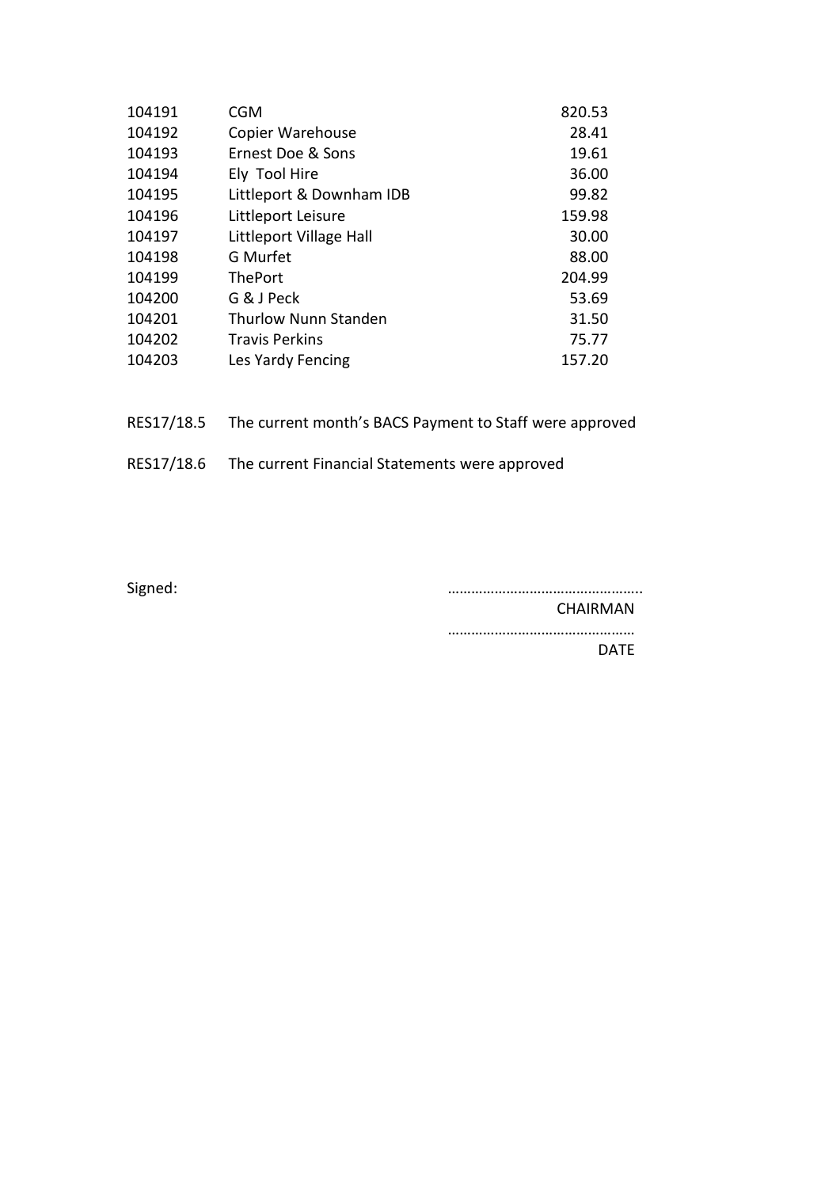| | | |
|---|---|---|
| 104191 | CGM | 820.53 |
| 104192 | Copier Warehouse | 28.41 |
| 104193 | Ernest Doe & Sons | 19.61 |
| 104194 | Ely Tool Hire | 36.00 |
| 104195 | Littleport & Downham IDB | 99.82 |
| 104196 | Littleport Leisure | 159.98 |
| 104197 | Littleport Village Hall | 30.00 |
| 104198 | G Murfet | 88.00 |
| 104199 | ThePort | 204.99 |
| 104200 | G & J Peck | 53.69 |
| 104201 | Thurlow Nunn Standen | 31.50 |
| 104202 | Travis Perkins | 75.77 |
| 104203 | Les Yardy Fencing | 157.20 |

RES17/18.5 The current month's BACS Payment to Staff were approved

RES17/18.6 The current Financial Statements were approved

Signed: …………………………………………..

CHAIRMAN

…………………………………………

DATE